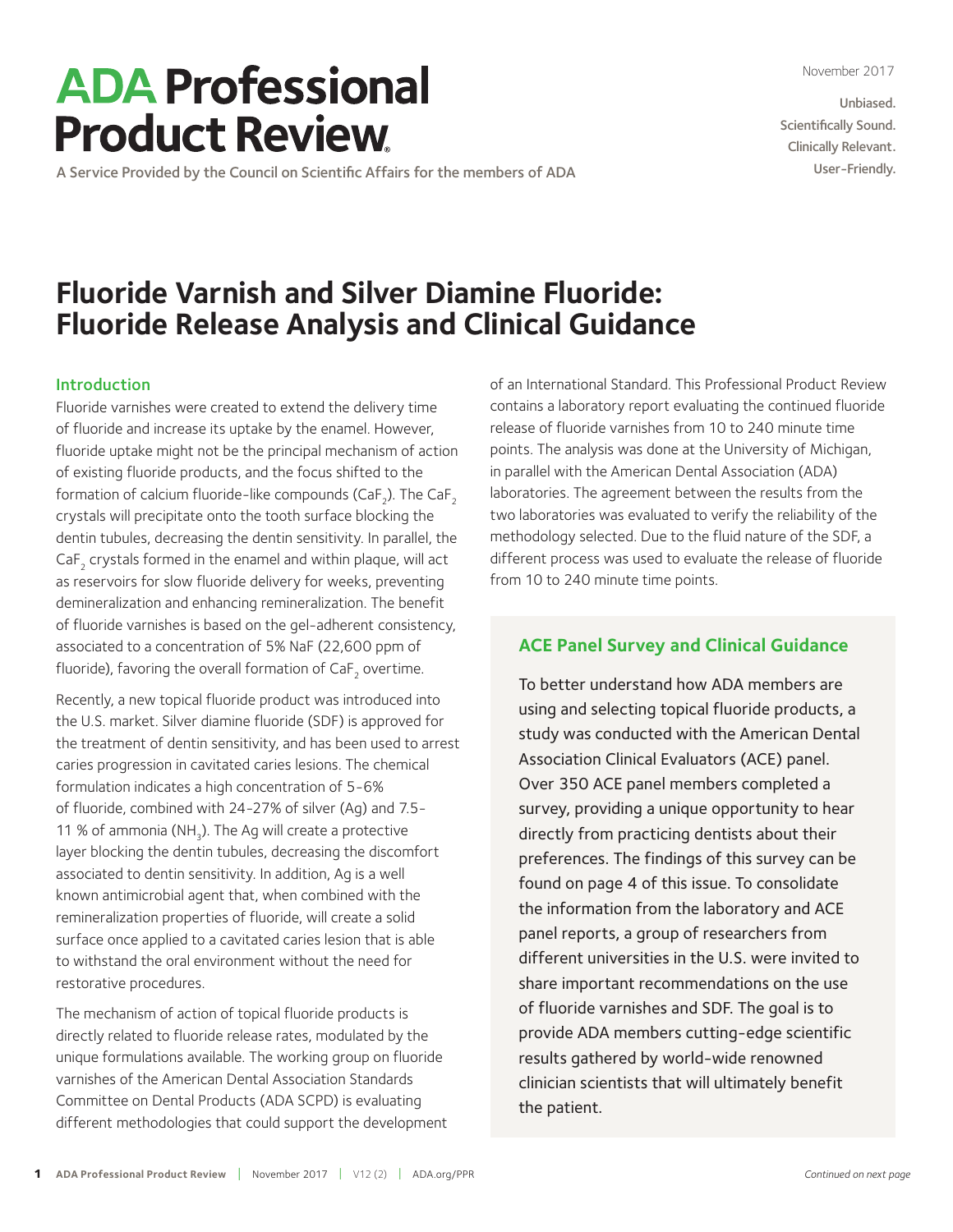# ADA Professional Product Review

A Service Provided by the Council on Scientific Affairs for the members of ADA

November 2017

Unbiased.
Scientifically Sound.
Clinically Relevant.
User-Friendly.

## Fluoride Varnish and Silver Diamine Fluoride: Fluoride Release Analysis and Clinical Guidance

### Introduction

Fluoride varnishes were created to extend the delivery time of fluoride and increase its uptake by the enamel. However, fluoride uptake might not be the principal mechanism of action of existing fluoride products, and the focus shifted to the formation of calcium fluoride-like compounds ($CaF_2$). The $CaF_2$ crystals will precipitate onto the tooth surface blocking the dentin tubules, decreasing the dentin sensitivity. In parallel, the $CaF_2$ crystals formed in the enamel and within plaque, will act as reservoirs for slow fluoride delivery for weeks, preventing demineralization and enhancing remineralization. The benefit of fluoride varnishes is based on the gel-adherent consistency, associated to a concentration of 5% NaF (22,600 ppm of fluoride), favoring the overall formation of $CaF_2$ overtime.

Recently, a new topical fluoride product was introduced into the U.S. market. Silver diamine fluoride (SDF) is approved for the treatment of dentin sensitivity, and has been used to arrest caries progression in cavitated caries lesions. The chemical formulation indicates a high concentration of 5-6% of fluoride, combined with 24-27% of silver (Ag) and 7.5-11 % of ammonia ($NH_3$). The Ag will create a protective layer blocking the dentin tubules, decreasing the discomfort associated to dentin sensitivity. In addition, Ag is a well known antimicrobial agent that, when combined with the remineralization properties of fluoride, will create a solid surface once applied to a cavitated caries lesion that is able to withstand the oral environment without the need for restorative procedures.

The mechanism of action of topical fluoride products is directly related to fluoride release rates, modulated by the unique formulations available. The working group on fluoride varnishes of the American Dental Association Standards Committee on Dental Products (ADA SCPD) is evaluating different methodologies that could support the development of an International Standard. This Professional Product Review contains a laboratory report evaluating the continued fluoride release of fluoride varnishes from 10 to 240 minute time points. The analysis was done at the University of Michigan, in parallel with the American Dental Association (ADA) laboratories. The agreement between the results from the two laboratories was evaluated to verify the reliability of the methodology selected. Due to the fluid nature of the SDF, a different process was used to evaluate the release of fluoride from 10 to 240 minute time points.

### ACE Panel Survey and Clinical Guidance

To better understand how ADA members are using and selecting topical fluoride products, a study was conducted with the American Dental Association Clinical Evaluators (ACE) panel. Over 350 ACE panel members completed a survey, providing a unique opportunity to hear directly from practicing dentists about their preferences. The findings of this survey can be found on page 4 of this issue. To consolidate the information from the laboratory and ACE panel reports, a group of researchers from different universities in the U.S. were invited to share important recommendations on the use of fluoride varnishes and SDF. The goal is to provide ADA members cutting-edge scientific results gathered by world-wide renowned clinician scientists that will ultimately benefit the patient.

*Continued on next page*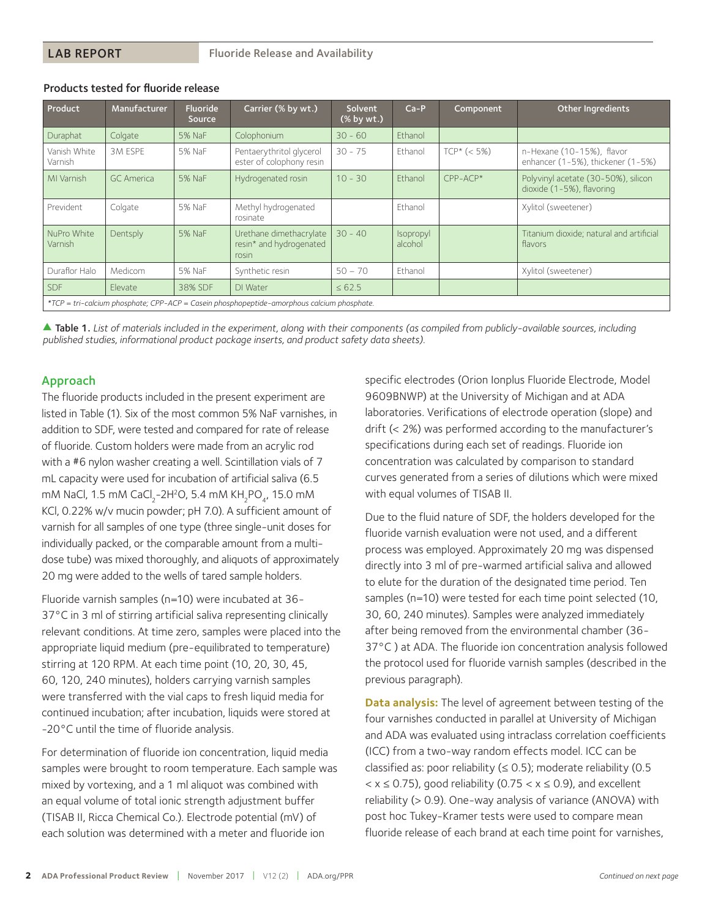### Products tested for fluoride release

| Product | Manufacturer | Fluoride Source | Carrier (% by wt.) | Solvent (% by wt.) | Ca-P | Component | Other Ingredients |
|---|---|---|---|---|---|---|---|
| Duraphat | Colgate | 5% NaF | Colophonium | 30 - 60 | Ethanol | | |
| Vanish White Varnish | 3M ESPE | 5% NaF | Pentaerythritol glycerol ester of colophony resin | 30 - 75 | Ethanol | TCP* (< 5%) | n-Hexane (10-15%), flavor enhancer (1-5%), thickener (1-5%) |
| MI Varnish | GC America | 5% NaF | Hydrogenated rosin | 10 - 30 | Ethanol | CPP-ACP* | Polyvinyl acetate (30-50%), silicon dioxide (1-5%), flavoring |
| Prevident | Colgate | 5% NaF | Methyl hydrogenated rosinate | | Ethanol | | Xylitol (sweetener) |
| NuPro White Varnish | Dentsply | 5% NaF | Urethane dimethacrylate resin* and hydrogenated rosin | 30 - 40 | Isopropyl alcohol | | Titanium dioxide; natural and artificial flavors |
| Duraflor Halo | Medicom | 5% NaF | Synthetic resin | 50 – 70 | Ethanol | | Xylitol (sweetener) |
| SDF | Elevate | 38% SDF | DI Water | ≤ 62.5 | | | |

*TCP = tri-calcium phosphate; CPP-ACP = Casein phosphopeptide-amorphous calcium phosphate.*

▲ **Table 1.** *List of materials included in the experiment, along with their components (as compiled from publicly-available sources, including published studies, informational product package inserts, and product safety data sheets).*

## Approach

The fluoride products included in the present experiment are listed in Table (1). Six of the most common 5% NaF varnishes, in addition to SDF, were tested and compared for rate of release of fluoride. Custom holders were made from an acrylic rod with a #6 nylon washer creating a well. Scintillation vials of 7 mL capacity were used for incubation of artificial saliva (6.5 mM NaCl, 1.5 mM $CaCl_2$-$2H_2O$, 5.4 mM $KH_2PO_4$, 15.0 mM KCl, 0.22% w/v mucin powder; pH 7.0). A sufficient amount of varnish for all samples of one type (three single-unit doses for individually packed, or the comparable amount from a multi-dose tube) was mixed thoroughly, and aliquots of approximately 20 mg were added to the wells of tared sample holders.

Fluoride varnish samples (n=10) were incubated at 36-37°C in 3 ml of stirring artificial saliva representing clinically relevant conditions. At time zero, samples were placed into the appropriate liquid medium (pre-equilibrated to temperature) stirring at 120 RPM. At each time point (10, 20, 30, 45, 60, 120, 240 minutes), holders carrying varnish samples were transferred with the vial caps to fresh liquid media for continued incubation; after incubation, liquids were stored at -20°C until the time of fluoride analysis.

For determination of fluoride ion concentration, liquid media samples were brought to room temperature. Each sample was mixed by vortexing, and a 1 ml aliquot was combined with an equal volume of total ionic strength adjustment buffer (TISAB II, Ricca Chemical Co.). Electrode potential (mV) of each solution was determined with a meter and fluoride ion specific electrodes (Orion Ionplus Fluoride Electrode, Model 9609BNWP) at the University of Michigan and at ADA laboratories. Verifications of electrode operation (slope) and drift (< 2%) was performed according to the manufacturer's specifications during each set of readings. Fluoride ion concentration was calculated by comparison to standard curves generated from a series of dilutions which were mixed with equal volumes of TISAB II.

Due to the fluid nature of SDF, the holders developed for the fluoride varnish evaluation were not used, and a different process was employed. Approximately 20 mg was dispensed directly into 3 ml of pre-warmed artificial saliva and allowed to elute for the duration of the designated time period. Ten samples (n=10) were tested for each time point selected (10, 30, 60, 240 minutes). Samples were analyzed immediately after being removed from the environmental chamber (36-37°C ) at ADA. The fluoride ion concentration analysis followed the protocol used for fluoride varnish samples (described in the previous paragraph).

**Data analysis:** The level of agreement between testing of the four varnishes conducted in parallel at University of Michigan and ADA was evaluated using intraclass correlation coefficients (ICC) from a two-way random effects model. ICC can be classified as: poor reliability (≤ 0.5); moderate reliability ($0.5 < x \le 0.75$), good reliability ($0.75 < x \le 0.9$), and excellent reliability (> 0.9). One-way analysis of variance (ANOVA) with post hoc Tukey-Kramer tests were used to compare mean fluoride release of each brand at each time point for varnishes,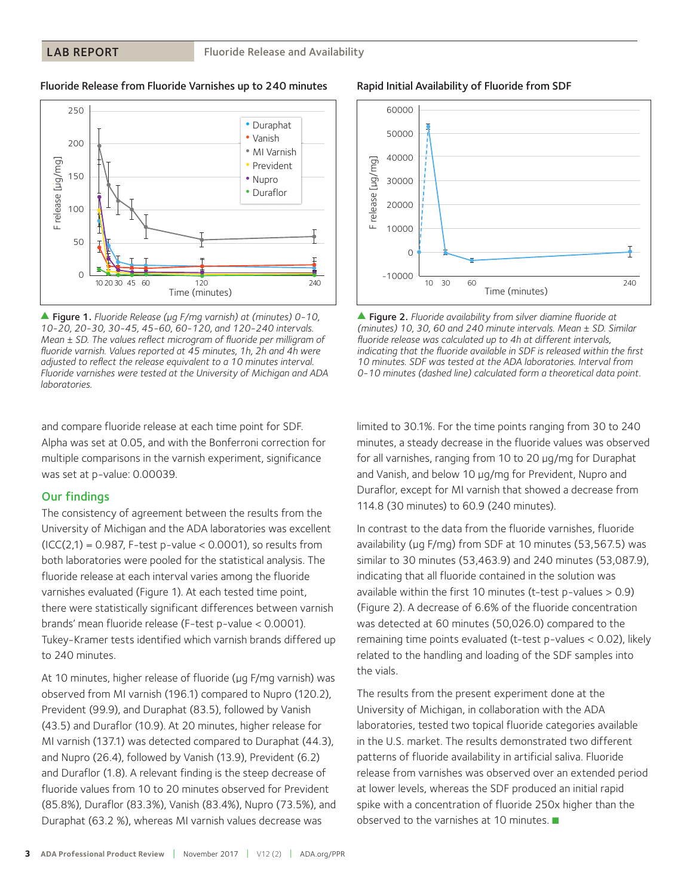Fluoride Release from Fluoride Varnishes up to 240 minutes

▲ **Figure 1.** *Fluoride Release (µg F/mg varnish) at (minutes) 0-10, 10-20, 20-30, 30-45, 45-60, 60-120, and 120-240 intervals. Mean ± SD. The values reflect microgram of fluoride per milligram of fluoride varnish. Values reported at 45 minutes, 1h, 2h and 4h were adjusted to reflect the release equivalent to a 10 minutes interval. Fluoride varnishes were tested at the University of Michigan and ADA laboratories.*

Rapid Initial Availability of Fluoride from SDF

▲ **Figure 2.** *Fluoride availability from silver diamine fluoride at (minutes) 10, 30, 60 and 240 minute intervals. Mean ± SD. Similar fluoride release was calculated up to 4h at different intervals, indicating that the fluoride available in SDF is released within the first 10 minutes. SDF was tested at the ADA laboratories. Interval from 0-10 minutes (dashed line) calculated form a theoretical data point.*

and compare fluoride release at each time point for SDF. Alpha was set at 0.05, and with the Bonferroni correction for multiple comparisons in the varnish experiment, significance was set at p-value: 0.00039.

## Our findings

The consistency of agreement between the results from the University of Michigan and the ADA laboratories was excellent (ICC(2,1) = 0.987, F-test p-value < 0.0001), so results from both laboratories were pooled for the statistical analysis. The fluoride release at each interval varies among the fluoride varnishes evaluated (Figure 1). At each tested time point, there were statistically significant differences between varnish brands' mean fluoride release (F-test p-value < 0.0001). Tukey-Kramer tests identified which varnish brands differed up to 240 minutes.

At 10 minutes, higher release of fluoride (µg F/mg varnish) was observed from MI varnish (196.1) compared to Nupro (120.2), Prevident (99.9), and Duraphat (83.5), followed by Vanish (43.5) and Duraflor (10.9). At 20 minutes, higher release for MI varnish (137.1) was detected compared to Duraphat (44.3), and Nupro (26.4), followed by Vanish (13.9), Prevident (6.2) and Duraflor (1.8). A relevant finding is the steep decrease of fluoride values from 10 to 20 minutes observed for Prevident (85.8%), Duraflor (83.3%), Vanish (83.4%), Nupro (73.5%), and Duraphat (63.2 %), whereas MI varnish values decrease was limited to 30.1%. For the time points ranging from 30 to 240 minutes, a steady decrease in the fluoride values was observed for all varnishes, ranging from 10 to 20 µg/mg for Duraphat and Vanish, and below 10 µg/mg for Prevident, Nupro and Duraflor, except for MI varnish that showed a decrease from 114.8 (30 minutes) to 60.9 (240 minutes).

In contrast to the data from the fluoride varnishes, fluoride availability (µg F/mg) from SDF at 10 minutes (53,567.5) was similar to 30 minutes (53,463.9) and 240 minutes (53,087.9), indicating that all fluoride contained in the solution was available within the first 10 minutes (t-test p-values > 0.9) (Figure 2). A decrease of 6.6% of the fluoride concentration was detected at 60 minutes (50,026.0) compared to the remaining time points evaluated (t-test p-values < 0.02), likely related to the handling and loading of the SDF samples into the vials.

The results from the present experiment done at the University of Michigan, in collaboration with the ADA laboratories, tested two topical fluoride categories available in the U.S. market. The results demonstrated two different patterns of fluoride availability in artificial saliva. Fluoride release from varnishes was observed over an extended period at lower levels, whereas the SDF produced an initial rapid spike with a concentration of fluoride 250x higher than the observed to the varnishes at 10 minutes. ■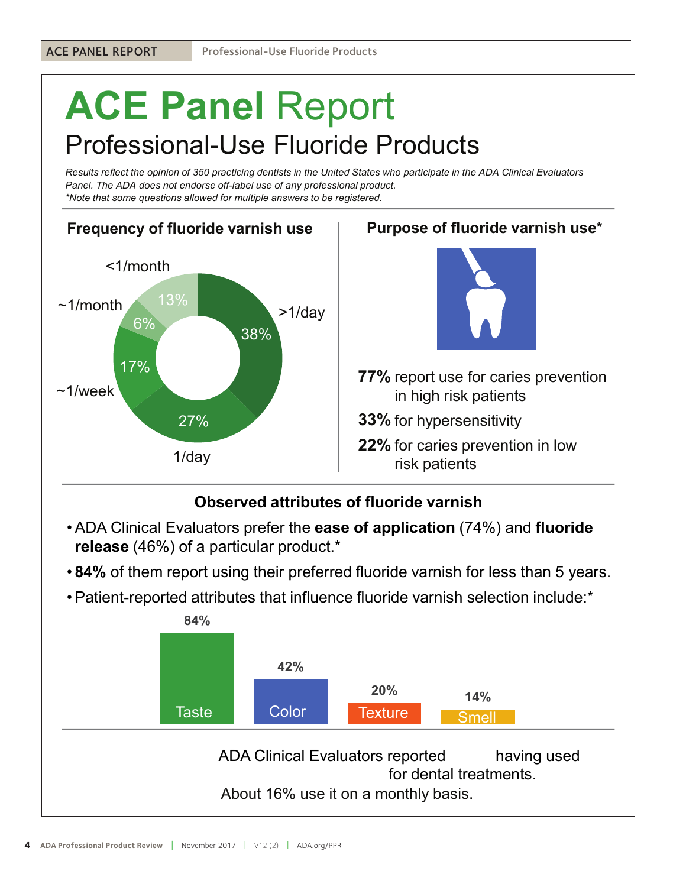# ACE Panel Report

## Professional-Use Fluoride Products

*Results reflect the opinion of 350 practicing dentists in the United States who participate in the ADA Clinical Evaluators Panel. The ADA does not endorse off-label use of any professional product.*
*\*Note that some questions allowed for multiple answers to be registered.*

### Frequency of fluoride varnish use

| Frequency | Percent |
| --- | --- |
| >1/day | 38% |
| 1/day | 27% |
| ~1/week | 17% |
| ~1/month | 6% |
| <1/month | 13% |

### Purpose of fluoride varnish use*

**77%** report use for caries prevention in high risk patients

**33%** for hypersensitivity

**22%** for caries prevention in low risk patients

### Observed attributes of fluoride varnish

- ADA Clinical Evaluators prefer the **ease of application** (74%) and **fluoride release** (46%) of a particular product.*
- **84%** of them report using their preferred fluoride varnish for less than 5 years.
- Patient-reported attributes that influence fluoride varnish selection include:*

| Attribute | Percent |
| --- | --- |
| Taste | 84% |
| Color | 42% |
| Texture | 20% |
| Smell | 14% |

ADA Clinical Evaluators reported having used for dental treatments.
About 16% use it on a monthly basis.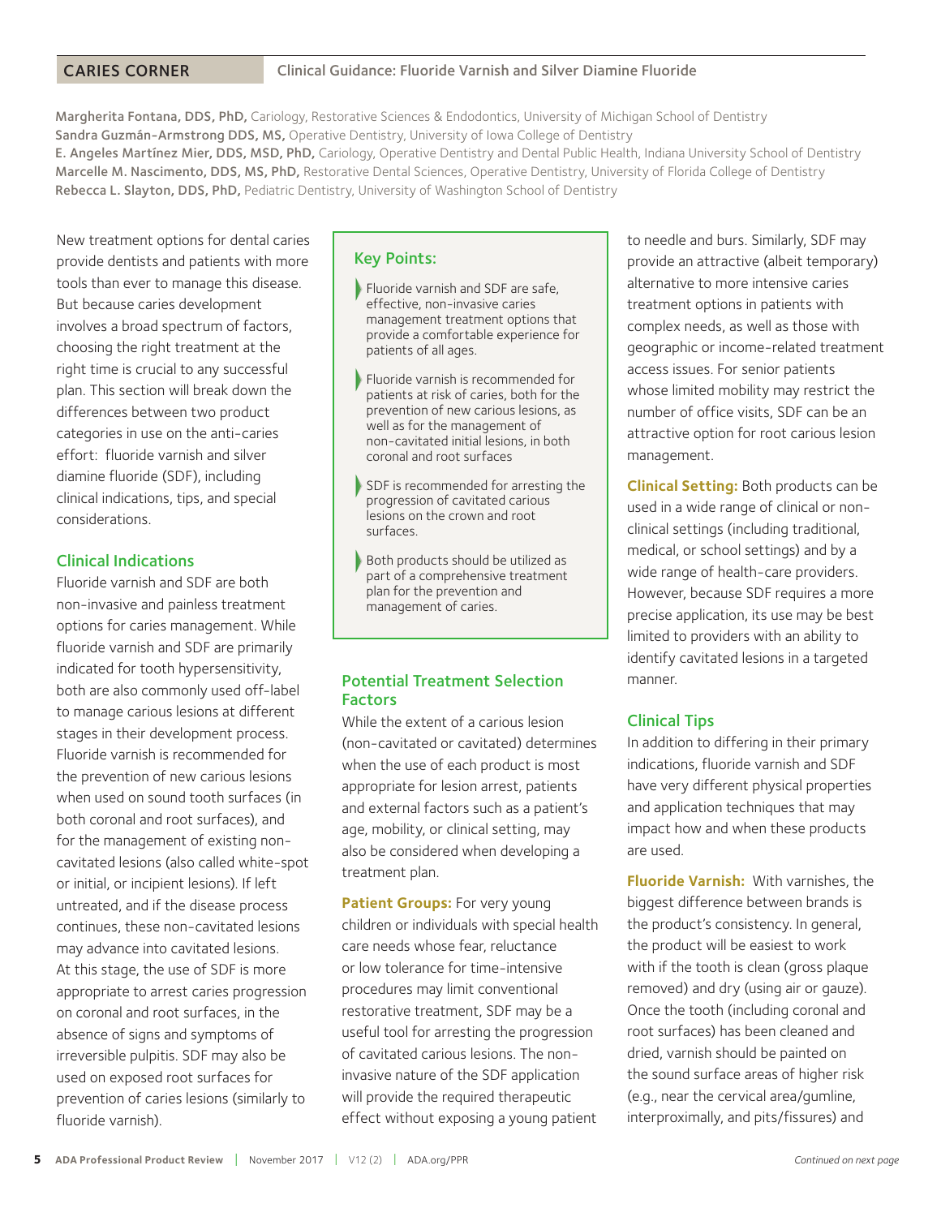**CARIES CORNER** Clinical Guidance: Fluoride Varnish and Silver Diamine Fluoride

**Margherita Fontana, DDS, PhD,** Cariology, Restorative Sciences & Endodontics, University of Michigan School of Dentistry
**Sandra Guzmán-Armstrong DDS, MS,** Operative Dentistry, University of Iowa College of Dentistry
**E. Angeles Martínez Mier, DDS, MSD, PhD,** Cariology, Operative Dentistry and Dental Public Health, Indiana University School of Dentistry
**Marcelle M. Nascimento, DDS, MS, PhD,** Restorative Dental Sciences, Operative Dentistry, University of Florida College of Dentistry
**Rebecca L. Slayton, DDS, PhD,** Pediatric Dentistry, University of Washington School of Dentistry

New treatment options for dental caries provide dentists and patients with more tools than ever to manage this disease. But because caries development involves a broad spectrum of factors, choosing the right treatment at the right time is crucial to any successful plan. This section will break down the differences between two product categories in use on the anti-caries effort: fluoride varnish and silver diamine fluoride (SDF), including clinical indications, tips, and special considerations.

## Clinical Indications

Fluoride varnish and SDF are both non-invasive and painless treatment options for caries management. While fluoride varnish and SDF are primarily indicated for tooth hypersensitivity, both are also commonly used off-label to manage carious lesions at different stages in their development process. Fluoride varnish is recommended for the prevention of new carious lesions when used on sound tooth surfaces (in both coronal and root surfaces), and for the management of existing non-cavitated lesions (also called white-spot or initial, or incipient lesions). If left untreated, and if the disease process continues, these non-cavitated lesions may advance into cavitated lesions. At this stage, the use of SDF is more appropriate to arrest caries progression on coronal and root surfaces, in the absence of signs and symptoms of irreversible pulpitis. SDF may also be used on exposed root surfaces for prevention of caries lesions (similarly to fluoride varnish).

### Key Points:

- Fluoride varnish and SDF are safe, effective, non-invasive caries management treatment options that provide a comfortable experience for patients of all ages.
- Fluoride varnish is recommended for patients at risk of caries, both for the prevention of new carious lesions, as well as for the management of non-cavitated initial lesions, in both coronal and root surfaces
- SDF is recommended for arresting the progression of cavitated carious lesions on the crown and root surfaces.
- Both products should be utilized as part of a comprehensive treatment plan for the prevention and management of caries.

## Potential Treatment Selection Factors

While the extent of a carious lesion (non-cavitated or cavitated) determines when the use of each product is most appropriate for lesion arrest, patients and external factors such as a patient's age, mobility, or clinical setting, may also be considered when developing a treatment plan.

**Patient Groups:** For very young children or individuals with special health care needs whose fear, reluctance or low tolerance for time-intensive procedures may limit conventional restorative treatment, SDF may be a useful tool for arresting the progression of cavitated carious lesions. The non-invasive nature of the SDF application will provide the required therapeutic effect without exposing a young patient to needle and burs. Similarly, SDF may provide an attractive (albeit temporary) alternative to more intensive caries treatment options in patients with complex needs, as well as those with geographic or income-related treatment access issues. For senior patients whose limited mobility may restrict the number of office visits, SDF can be an attractive option for root carious lesion management.

**Clinical Setting:** Both products can be used in a wide range of clinical or non-clinical settings (including traditional, medical, or school settings) and by a wide range of health-care providers. However, because SDF requires a more precise application, its use may be best limited to providers with an ability to identify cavitated lesions in a targeted manner.

## Clinical Tips

In addition to differing in their primary indications, fluoride varnish and SDF have very different physical properties and application techniques that may impact how and when these products are used.

**Fluoride Varnish:** With varnishes, the biggest difference between brands is the product's consistency. In general, the product will be easiest to work with if the tooth is clean (gross plaque removed) and dry (using air or gauze). Once the tooth (including coronal and root surfaces) has been cleaned and dried, varnish should be painted on the sound surface areas of higher risk (e.g., near the cervical area/gumline, interproximally, and pits/fissures) and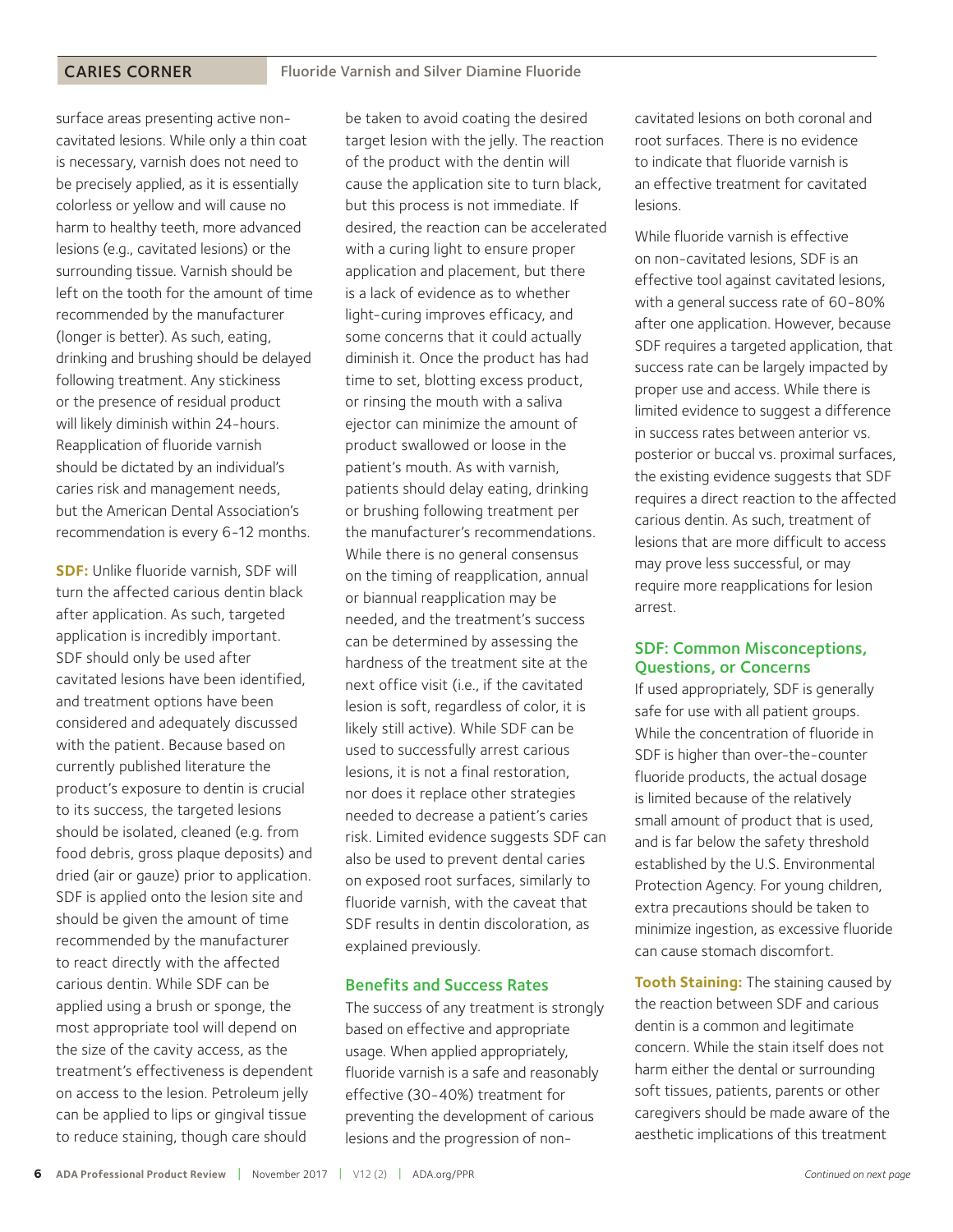surface areas presenting active non-cavitated lesions. While only a thin coat is necessary, varnish does not need to be precisely applied, as it is essentially colorless or yellow and will cause no harm to healthy teeth, more advanced lesions (e.g., cavitated lesions) or the surrounding tissue. Varnish should be left on the tooth for the amount of time recommended by the manufacturer (longer is better). As such, eating, drinking and brushing should be delayed following treatment. Any stickiness or the presence of residual product will likely diminish within 24-hours. Reapplication of fluoride varnish should be dictated by an individual's caries risk and management needs, but the American Dental Association's recommendation is every 6-12 months.

**SDF:** Unlike fluoride varnish, SDF will turn the affected carious dentin black after application. As such, targeted application is incredibly important. SDF should only be used after cavitated lesions have been identified, and treatment options have been considered and adequately discussed with the patient. Because based on currently published literature the product's exposure to dentin is crucial to its success, the targeted lesions should be isolated, cleaned (e.g. from food debris, gross plaque deposits) and dried (air or gauze) prior to application. SDF is applied onto the lesion site and should be given the amount of time recommended by the manufacturer to react directly with the affected carious dentin. While SDF can be applied using a brush or sponge, the most appropriate tool will depend on the size of the cavity access, as the treatment's effectiveness is dependent on access to the lesion. Petroleum jelly can be applied to lips or gingival tissue to reduce staining, though care should be taken to avoid coating the desired target lesion with the jelly. The reaction of the product with the dentin will cause the application site to turn black, but this process is not immediate. If desired, the reaction can be accelerated with a curing light to ensure proper application and placement, but there is a lack of evidence as to whether light-curing improves efficacy, and some concerns that it could actually diminish it. Once the product has had time to set, blotting excess product, or rinsing the mouth with a saliva ejector can minimize the amount of product swallowed or loose in the patient's mouth. As with varnish, patients should delay eating, drinking or brushing following treatment per the manufacturer's recommendations. While there is no general consensus on the timing of reapplication, annual or biannual reapplication may be needed, and the treatment's success can be determined by assessing the hardness of the treatment site at the next office visit (i.e., if the cavitated lesion is soft, regardless of color, it is likely still active). While SDF can be used to successfully arrest carious lesions, it is not a final restoration, nor does it replace other strategies needed to decrease a patient's caries risk. Limited evidence suggests SDF can also be used to prevent dental caries on exposed root surfaces, similarly to fluoride varnish, with the caveat that SDF results in dentin discoloration, as explained previously.

## Benefits and Success Rates

The success of any treatment is strongly based on effective and appropriate usage. When applied appropriately, fluoride varnish is a safe and reasonably effective (30-40%) treatment for preventing the development of carious lesions and the progression of non-cavitated lesions on both coronal and root surfaces. There is no evidence to indicate that fluoride varnish is an effective treatment for cavitated lesions.

While fluoride varnish is effective on non-cavitated lesions, SDF is an effective tool against cavitated lesions, with a general success rate of 60-80% after one application. However, because SDF requires a targeted application, that success rate can be largely impacted by proper use and access. While there is limited evidence to suggest a difference in success rates between anterior vs. posterior or buccal vs. proximal surfaces, the existing evidence suggests that SDF requires a direct reaction to the affected carious dentin. As such, treatment of lesions that are more difficult to access may prove less successful, or may require more reapplications for lesion arrest.

## SDF: Common Misconceptions, Questions, or Concerns

If used appropriately, SDF is generally safe for use with all patient groups. While the concentration of fluoride in SDF is higher than over-the-counter fluoride products, the actual dosage is limited because of the relatively small amount of product that is used, and is far below the safety threshold established by the U.S. Environmental Protection Agency. For young children, extra precautions should be taken to minimize ingestion, as excessive fluoride can cause stomach discomfort.

**Tooth Staining:** The staining caused by the reaction between SDF and carious dentin is a common and legitimate concern. While the stain itself does not harm either the dental or surrounding soft tissues, patients, parents or other caregivers should be made aware of the aesthetic implications of this treatment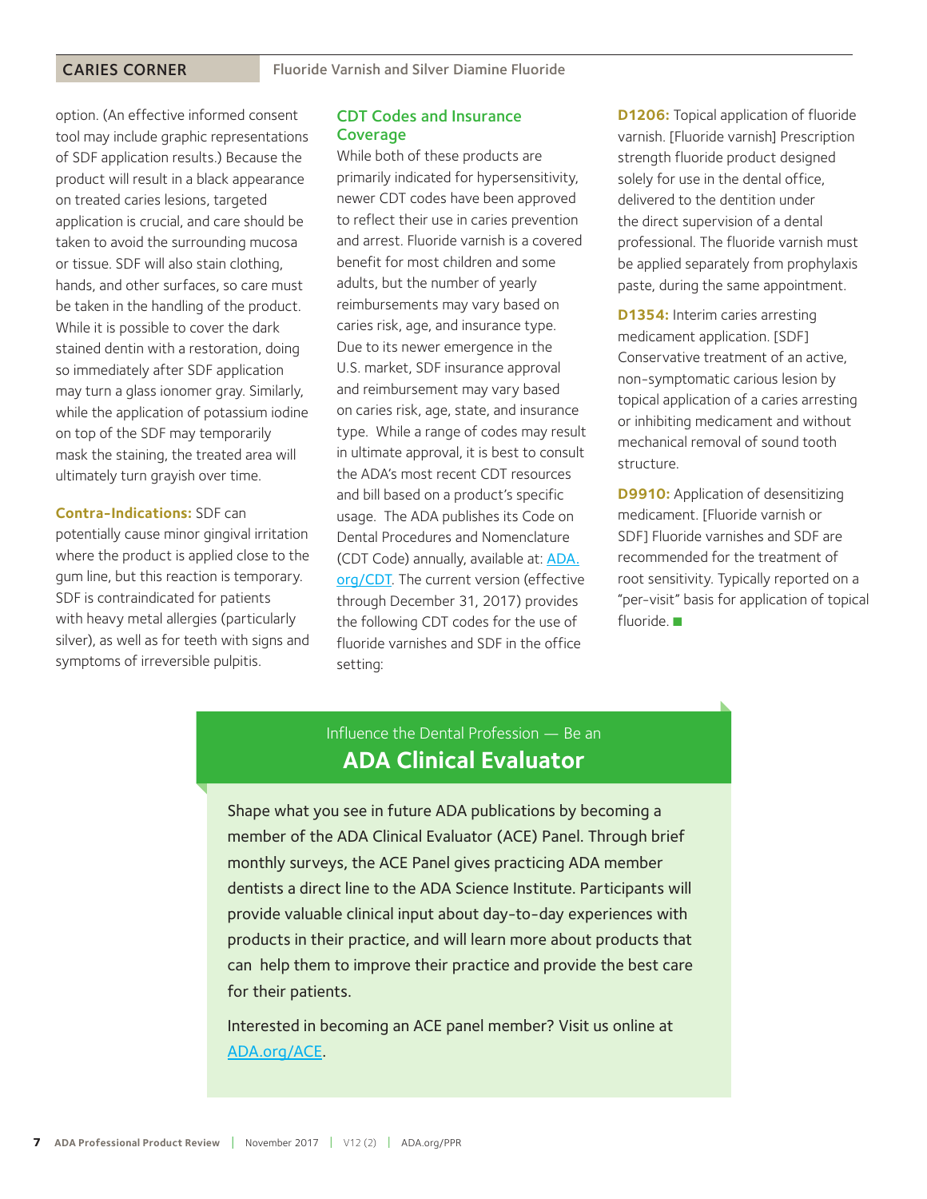option. (An effective informed consent tool may include graphic representations of SDF application results.) Because the product will result in a black appearance on treated caries lesions, targeted application is crucial, and care should be taken to avoid the surrounding mucosa or tissue. SDF will also stain clothing, hands, and other surfaces, so care must be taken in the handling of the product. While it is possible to cover the dark stained dentin with a restoration, doing so immediately after SDF application may turn a glass ionomer gray. Similarly, while the application of potassium iodine on top of the SDF may temporarily mask the staining, the treated area will ultimately turn grayish over time.

**Contra-Indications:** SDF can potentially cause minor gingival irritation where the product is applied close to the gum line, but this reaction is temporary. SDF is contraindicated for patients with heavy metal allergies (particularly silver), as well as for teeth with signs and symptoms of irreversible pulpitis.

## CDT Codes and Insurance Coverage

While both of these products are primarily indicated for hypersensitivity, newer CDT codes have been approved to reflect their use in caries prevention and arrest. Fluoride varnish is a covered benefit for most children and some adults, but the number of yearly reimbursements may vary based on caries risk, age, and insurance type. Due to its newer emergence in the U.S. market, SDF insurance approval and reimbursement may vary based on caries risk, age, state, and insurance type. While a range of codes may result in ultimate approval, it is best to consult the ADA's most recent CDT resources and bill based on a product's specific usage. The ADA publishes its Code on Dental Procedures and Nomenclature (CDT Code) annually, available at: ADA.org/CDT. The current version (effective through December 31, 2017) provides the following CDT codes for the use of fluoride varnishes and SDF in the office setting:

**D1206:** Topical application of fluoride varnish. [Fluoride varnish] Prescription strength fluoride product designed solely for use in the dental office, delivered to the dentition under the direct supervision of a dental professional. The fluoride varnish must be applied separately from prophylaxis paste, during the same appointment.

**D1354:** Interim caries arresting medicament application. [SDF] Conservative treatment of an active, non-symptomatic carious lesion by topical application of a caries arresting or inhibiting medicament and without mechanical removal of sound tooth structure.

**D9910:** Application of desensitizing medicament. [Fluoride varnish or SDF] Fluoride varnishes and SDF are recommended for the treatment of root sensitivity. Typically reported on a "per-visit" basis for application of topical fluoride. ■

Influence the Dental Profession — Be an

## ADA Clinical Evaluator

Shape what you see in future ADA publications by becoming a member of the ADA Clinical Evaluator (ACE) Panel. Through brief monthly surveys, the ACE Panel gives practicing ADA member dentists a direct line to the ADA Science Institute. Participants will provide valuable clinical input about day-to-day experiences with products in their practice, and will learn more about products that can help them to improve their practice and provide the best care for their patients.

Interested in becoming an ACE panel member? Visit us online at ADA.org/ACE.